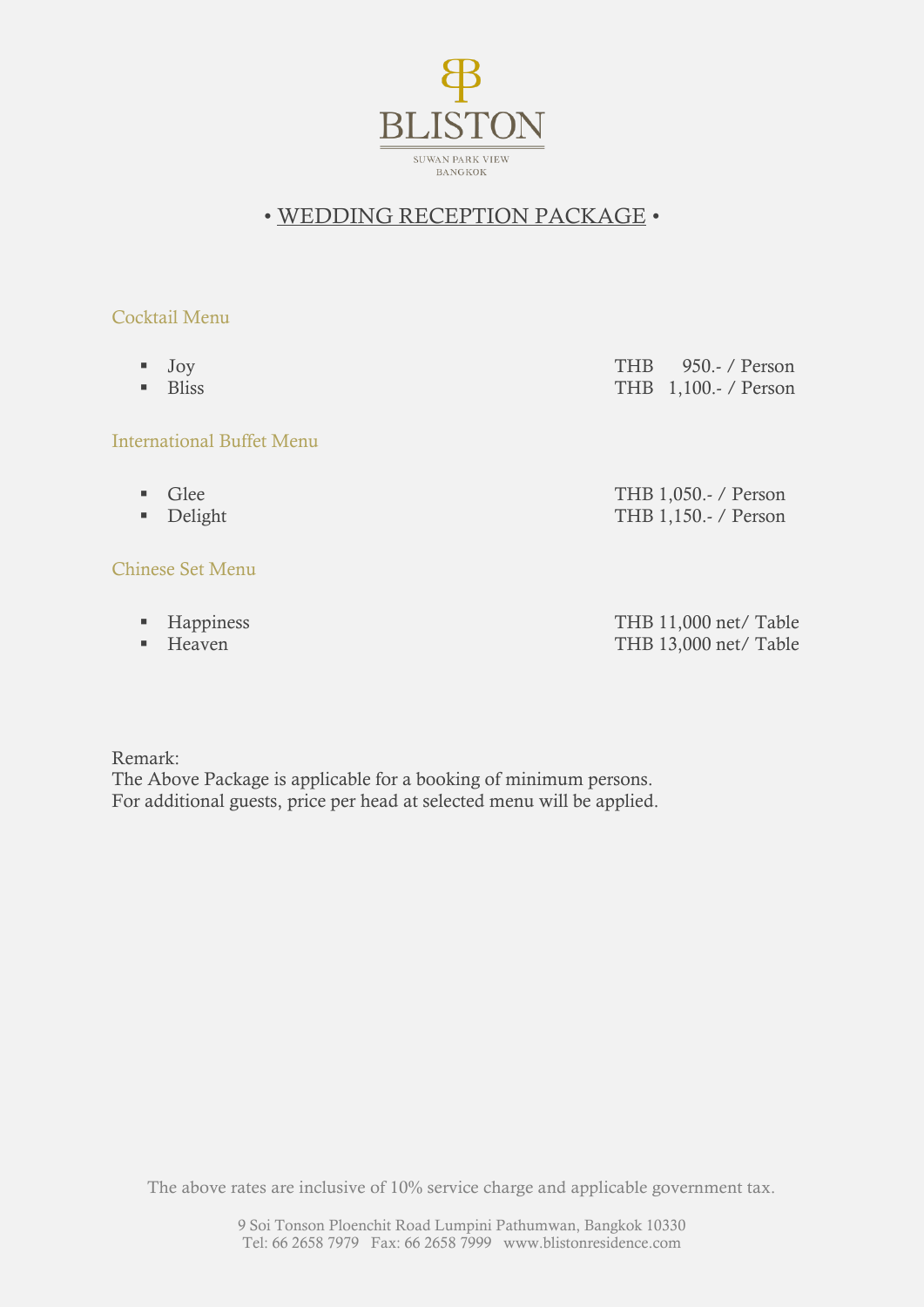# BLISTON

SUWAN PARK VIEW
BANGKOK

## • WEDDING RECEPTION PACKAGE •

### Cocktail Menu

| | |
|---|---|
| ▪ Joy | THB 950.- / Person |
| ▪ Bliss | THB 1,100.- / Person |

### International Buffet Menu

| | |
|---|---|
| ▪ Glee | THB 1,050.- / Person |
| ▪ Delight | THB 1,150.- / Person |

### Chinese Set Menu

| | |
|---|---|
| ▪ Happiness | THB 11,000 net/ Table |
| ▪ Heaven | THB 13,000 net/ Table |

Remark:
The Above Package is applicable for a booking of minimum persons.
For additional guests, price per head at selected menu will be applied.

The above rates are inclusive of 10% service charge and applicable government tax.

9 Soi Tonson Ploenchit Road Lumpini Pathumwan, Bangkok 10330
Tel: 66 2658 7979 Fax: 66 2658 7999 www.blistonresidence.com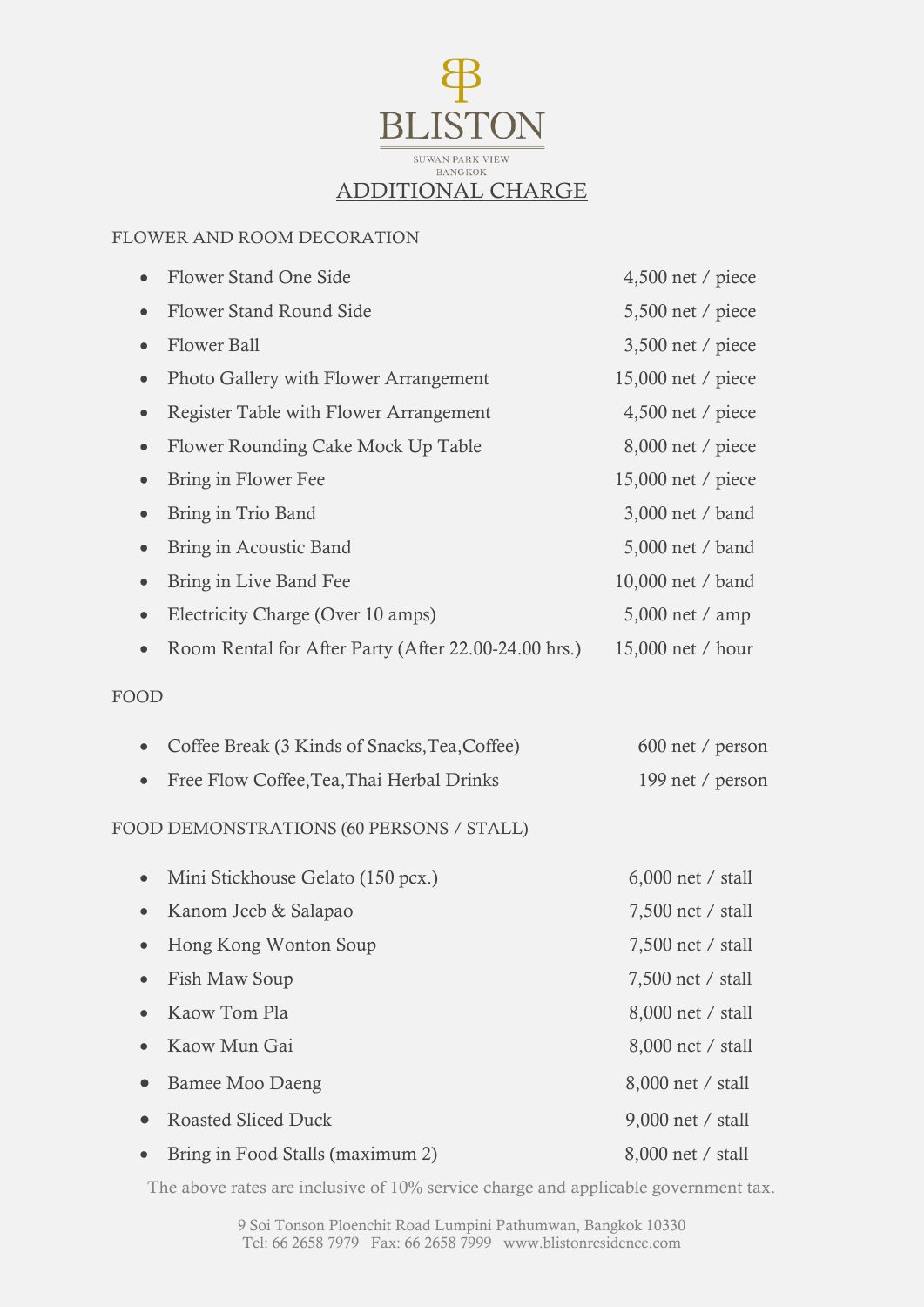# BLISTON

SUWAN PARK VIEW
BANGKOK

## ADDITIONAL CHARGE

### FLOWER AND ROOM DECORATION

- Flower Stand One Side — 4,500 net / piece
- Flower Stand Round Side — 5,500 net / piece
- Flower Ball — 3,500 net / piece
- Photo Gallery with Flower Arrangement — 15,000 net / piece
- Register Table with Flower Arrangement — 4,500 net / piece
- Flower Rounding Cake Mock Up Table — 8,000 net / piece
- Bring in Flower Fee — 15,000 net / piece
- Bring in Trio Band — 3,000 net / band
- Bring in Acoustic Band — 5,000 net / band
- Bring in Live Band Fee — 10,000 net / band
- Electricity Charge (Over 10 amps) — 5,000 net / amp
- Room Rental for After Party (After 22.00-24.00 hrs.) — 15,000 net / hour

### FOOD

- Coffee Break (3 Kinds of Snacks,Tea,Coffee) — 600 net / person
- Free Flow Coffee,Tea,Thai Herbal Drinks — 199 net / person

### FOOD DEMONSTRATIONS (60 PERSONS / STALL)

- Mini Stickhouse Gelato (150 pcx.) — 6,000 net / stall
- Kanom Jeeb & Salapao — 7,500 net / stall
- Hong Kong Wonton Soup — 7,500 net / stall
- Fish Maw Soup — 7,500 net / stall
- Kaow Tom Pla — 8,000 net / stall
- Kaow Mun Gai — 8,000 net / stall
- Bamee Moo Daeng — 8,000 net / stall
- Roasted Sliced Duck — 9,000 net / stall
- Bring in Food Stalls (maximum 2) — 8,000 net / stall

The above rates are inclusive of 10% service charge and applicable government tax.

9 Soi Tonson Ploenchit Road Lumpini Pathumwan, Bangkok 10330
Tel: 66 2658 7979 Fax: 66 2658 7999 www.blistonresidence.com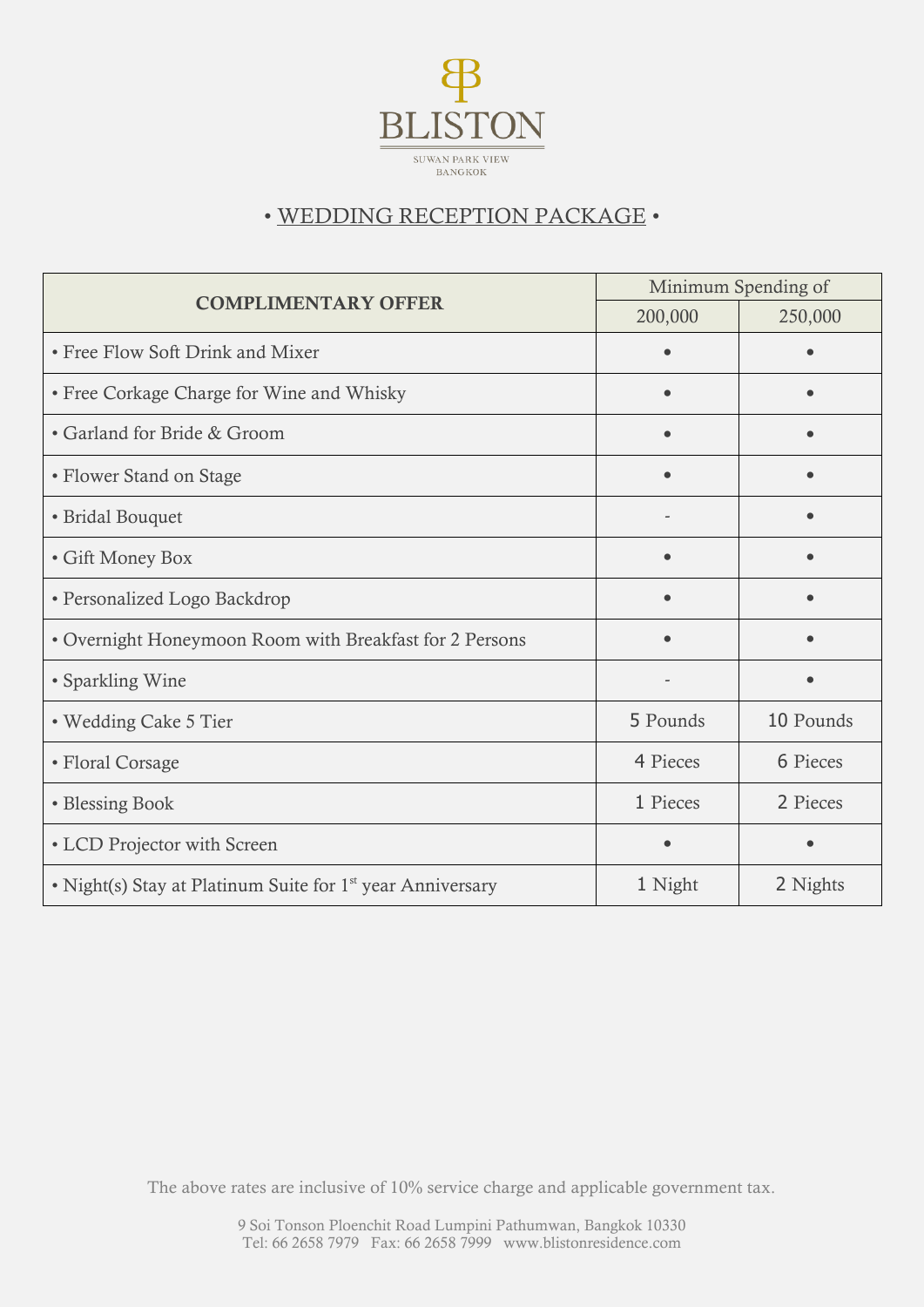# BLISTON

SUWAN PARK VIEW
BANGKOK

## • WEDDING RECEPTION PACKAGE •

| COMPLIMENTARY OFFER | Minimum Spending of | |
|---|---|---|
| | 200,000 | 250,000 |
| • Free Flow Soft Drink and Mixer | • | • |
| • Free Corkage Charge for Wine and Whisky | • | • |
| • Garland for Bride & Groom | • | • |
| • Flower Stand on Stage | • | • |
| • Bridal Bouquet | - | • |
| • Gift Money Box | • | • |
| • Personalized Logo Backdrop | • | • |
| • Overnight Honeymoon Room with Breakfast for 2 Persons | • | • |
| • Sparkling Wine | - | • |
| • Wedding Cake 5 Tier | 5 Pounds | 10 Pounds |
| • Floral Corsage | 4 Pieces | 6 Pieces |
| • Blessing Book | 1 Pieces | 2 Pieces |
| • LCD Projector with Screen | • | • |
| • Night(s) Stay at Platinum Suite for 1st year Anniversary | 1 Night | 2 Nights |

The above rates are inclusive of 10% service charge and applicable government tax.

9 Soi Tonson Ploenchit Road Lumpini Pathumwan, Bangkok 10330
Tel: 66 2658 7979 Fax: 66 2658 7999 www.blistonresidence.com